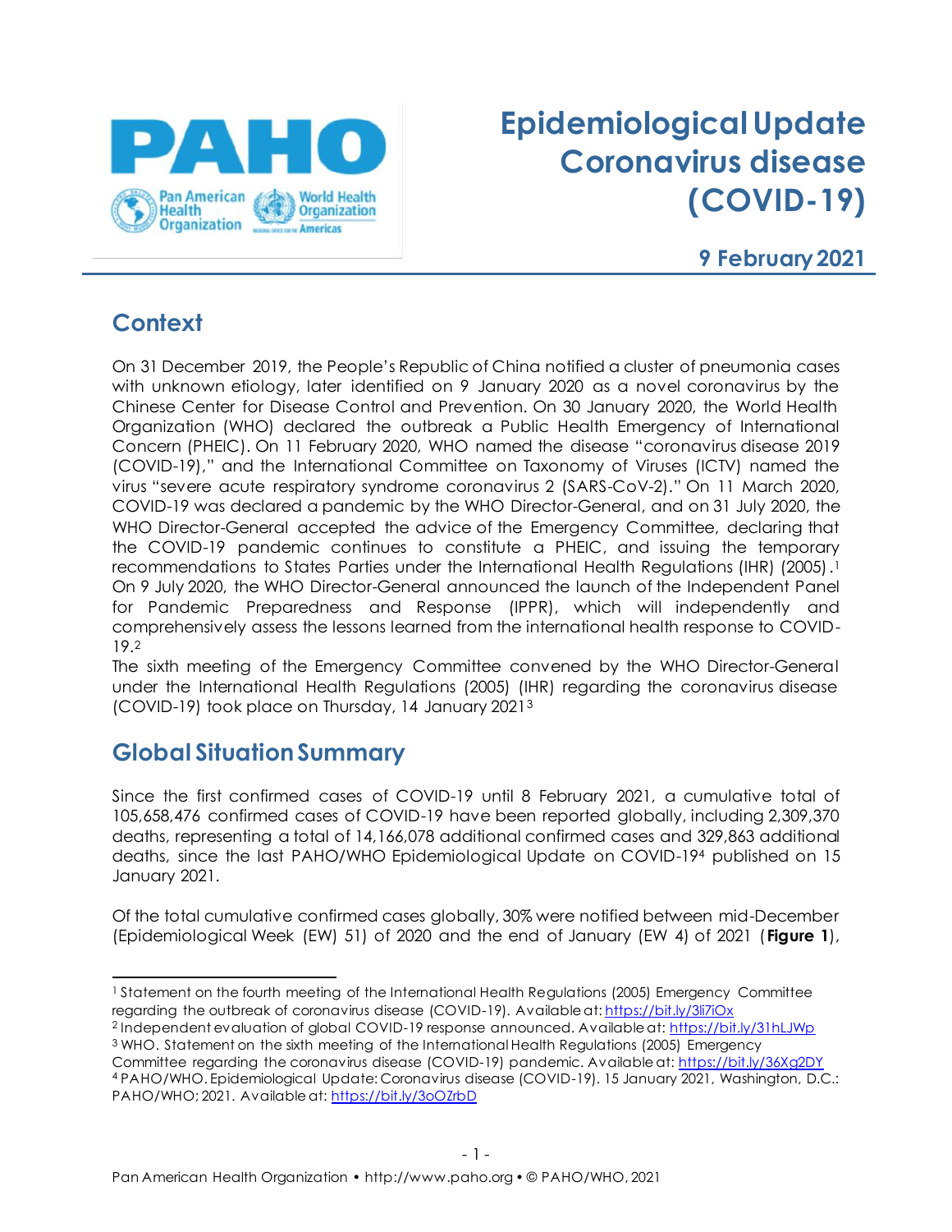# Epidemiological Update Coronavirus disease (COVID-19)

**9 February 2021**

## Context

On 31 December 2019, the People's Republic of China notified a cluster of pneumonia cases with unknown etiology, later identified on 9 January 2020 as a novel coronavirus by the Chinese Center for Disease Control and Prevention. On 30 January 2020, the World Health Organization (WHO) declared the outbreak a Public Health Emergency of International Concern (PHEIC). On 11 February 2020, WHO named the disease "coronavirus disease 2019 (COVID-19)," and the International Committee on Taxonomy of Viruses (ICTV) named the virus "severe acute respiratory syndrome coronavirus 2 (SARS-CoV-2)." On 11 March 2020, COVID-19 was declared a pandemic by the WHO Director-General, and on 31 July 2020, the WHO Director-General accepted the advice of the Emergency Committee, declaring that the COVID-19 pandemic continues to constitute a PHEIC, and issuing the temporary recommendations to States Parties under the International Health Regulations (IHR) (2005).[1] On 9 July 2020, the WHO Director-General announced the launch of the Independent Panel for Pandemic Preparedness and Response (IPPR), which will independently and comprehensively assess the lessons learned from the international health response to COVID-19.[2]

The sixth meeting of the Emergency Committee convened by the WHO Director-General under the International Health Regulations (2005) (IHR) regarding the coronavirus disease (COVID-19) took place on Thursday, 14 January 2021[3]

## Global Situation Summary

Since the first confirmed cases of COVID-19 until 8 February 2021, a cumulative total of 105,658,476 confirmed cases of COVID-19 have been reported globally, including 2,309,370 deaths, representing a total of 14,166,078 additional confirmed cases and 329,863 additional deaths, since the last PAHO/WHO Epidemiological Update on COVID-19[4] published on 15 January 2021.

Of the total cumulative confirmed cases globally, 30% were notified between mid-December (Epidemiological Week (EW) 51) of 2020 and the end of January (EW 4) of 2021 (**Figure 1**),

---

[1] Statement on the fourth meeting of the International Health Regulations (2005) Emergency Committee regarding the outbreak of coronavirus disease (COVID-19). Available at: https://bit.ly/3li7iOx

[2] Independent evaluation of global COVID-19 response announced. Available at: https://bit.ly/31hLJWp

[3] WHO. Statement on the sixth meeting of the International Health Regulations (2005) Emergency Committee regarding the coronavirus disease (COVID-19) pandemic. Available at: https://bit.ly/36Xg2DY

[4] PAHO/WHO. Epidemiological Update: Coronavirus disease (COVID-19). 15 January 2021, Washington, D.C.: PAHO/WHO; 2021. Available at: https://bit.ly/3oOZrbD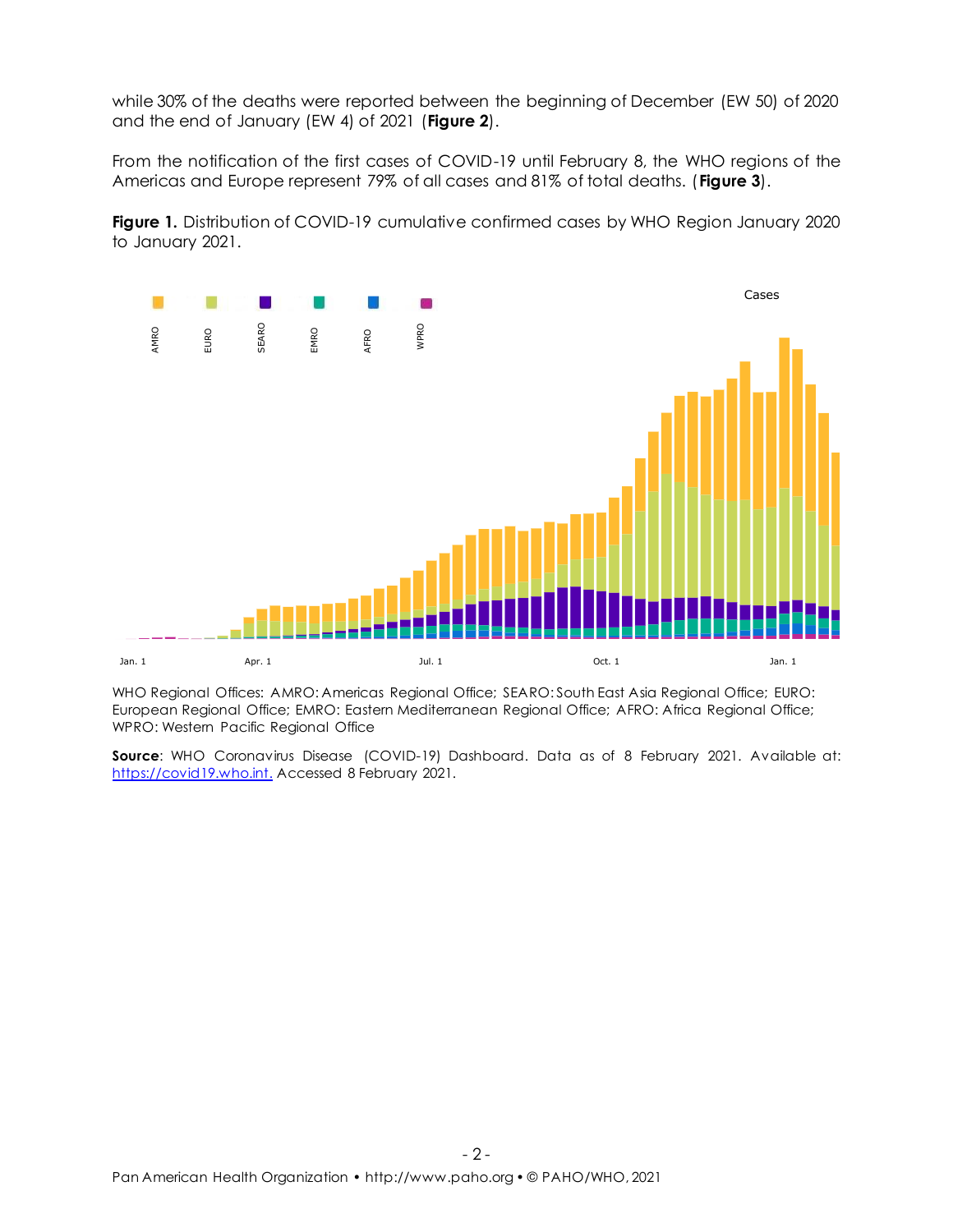while 30% of the deaths were reported between the beginning of December (EW 50) of 2020 and the end of January (EW 4) of 2021 (**Figure 2**).

From the notification of the first cases of COVID-19 until February 8, the WHO regions of the Americas and Europe represent 79% of all cases and 81% of total deaths. (**Figure 3**).

**Figure 1.** Distribution of COVID-19 cumulative confirmed cases by WHO Region January 2020 to January 2021.

WHO Regional Offices: AMRO: Americas Regional Office; SEARO: South East Asia Regional Office; EURO: European Regional Office; EMRO: Eastern Mediterranean Regional Office; AFRO: Africa Regional Office; WPRO: Western Pacific Regional Office

**Source**: WHO Coronavirus Disease (COVID-19) Dashboard. Data as of 8 February 2021. Available at: https://covid19.who.int. Accessed 8 February 2021.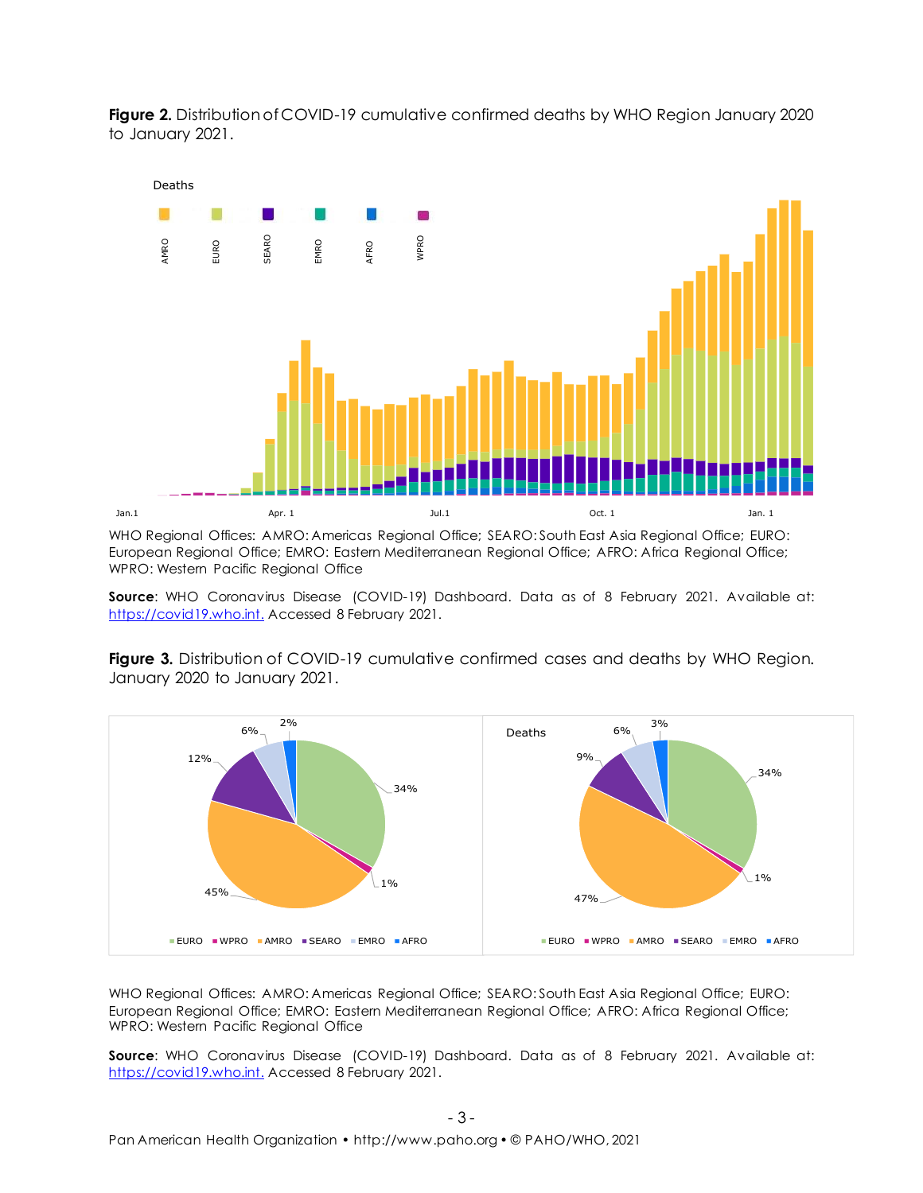**Figure 2.** Distribution of COVID-19 cumulative confirmed deaths by WHO Region January 2020 to January 2021.

WHO Regional Offices: AMRO: Americas Regional Office; SEARO: South East Asia Regional Office; EURO: European Regional Office; EMRO: Eastern Mediterranean Regional Office; AFRO: Africa Regional Office; WPRO: Western Pacific Regional Office

**Source**: WHO Coronavirus Disease (COVID-19) Dashboard. Data as of 8 February 2021. Available at: https://covid19.who.int. Accessed 8 February 2021.

**Figure 3.** Distribution of COVID-19 cumulative confirmed cases and deaths by WHO Region. January 2020 to January 2021.

WHO Regional Offices: AMRO: Americas Regional Office; SEARO: South East Asia Regional Office; EURO: European Regional Office; EMRO: Eastern Mediterranean Regional Office; AFRO: Africa Regional Office; WPRO: Western Pacific Regional Office

**Source**: WHO Coronavirus Disease (COVID-19) Dashboard. Data as of 8 February 2021. Available at: https://covid19.who.int. Accessed 8 February 2021.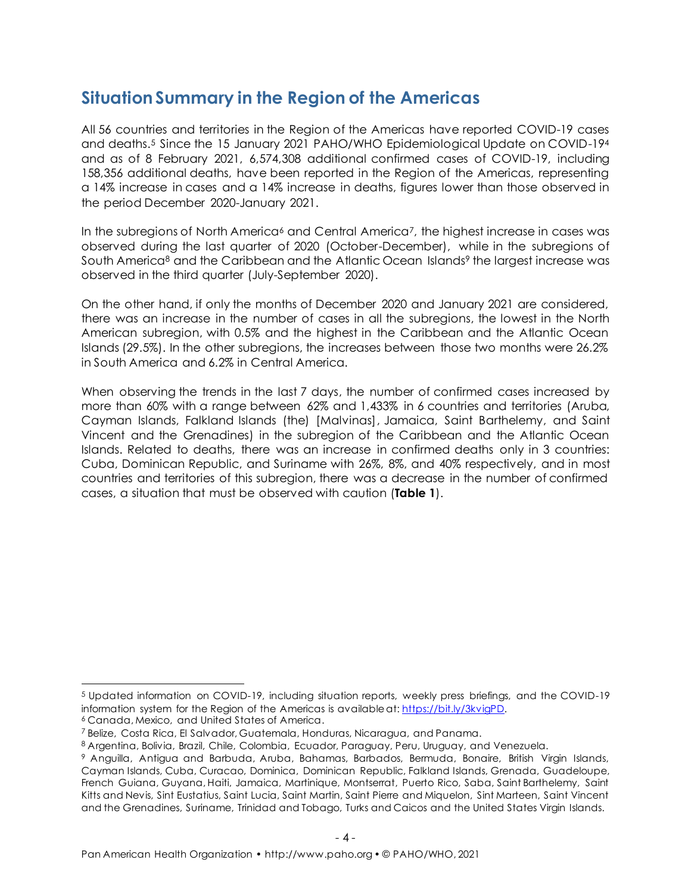## Situation Summary in the Region of the Americas

All 56 countries and territories in the Region of the Americas have reported COVID-19 cases and deaths.[5] Since the 15 January 2021 PAHO/WHO Epidemiological Update on COVID-19[4] and as of 8 February 2021, 6,574,308 additional confirmed cases of COVID-19, including 158,356 additional deaths, have been reported in the Region of the Americas, representing a 14% increase in cases and a 14% increase in deaths, figures lower than those observed in the period December 2020-January 2021.

In the subregions of North America[6] and Central America[7], the highest increase in cases was observed during the last quarter of 2020 (October-December), while in the subregions of South America[8] and the Caribbean and the Atlantic Ocean Islands[9] the largest increase was observed in the third quarter (July-September 2020).

On the other hand, if only the months of December 2020 and January 2021 are considered, there was an increase in the number of cases in all the subregions, the lowest in the North American subregion, with 0.5% and the highest in the Caribbean and the Atlantic Ocean Islands (29.5%). In the other subregions, the increases between those two months were 26.2% in South America and 6.2% in Central America.

When observing the trends in the last 7 days, the number of confirmed cases increased by more than 60% with a range between 62% and 1,433% in 6 countries and territories (Aruba, Cayman Islands, Falkland Islands (the) [Malvinas], Jamaica, Saint Barthelemy, and Saint Vincent and the Grenadines) in the subregion of the Caribbean and the Atlantic Ocean Islands. Related to deaths, there was an increase in confirmed deaths only in 3 countries: Cuba, Dominican Republic, and Suriname with 26%, 8%, and 40% respectively, and in most countries and territories of this subregion, there was a decrease in the number of confirmed cases, a situation that must be observed with caution (**Table 1**).

---

[5] Updated information on COVID-19, including situation reports, weekly press briefings, and the COVID-19 information system for the Region of the Americas is available at: https://bit.ly/3kvigPD.

[6] Canada, Mexico, and United States of America.

[7] Belize, Costa Rica, El Salvador, Guatemala, Honduras, Nicaragua, and Panama.

[8] Argentina, Bolivia, Brazil, Chile, Colombia, Ecuador, Paraguay, Peru, Uruguay, and Venezuela.

[9] Anguilla, Antigua and Barbuda, Aruba, Bahamas, Barbados, Bermuda, Bonaire, British Virgin Islands, Cayman Islands, Cuba, Curacao, Dominica, Dominican Republic, Falkland Islands, Grenada, Guadeloupe, French Guiana, Guyana, Haiti, Jamaica, Martinique, Montserrat, Puerto Rico, Saba, Saint Barthelemy, Saint Kitts and Nevis, Sint Eustatius, Saint Lucia, Saint Martin, Saint Pierre and Miquelon, Sint Marteen, Saint Vincent and the Grenadines, Suriname, Trinidad and Tobago, Turks and Caicos and the United States Virgin Islands.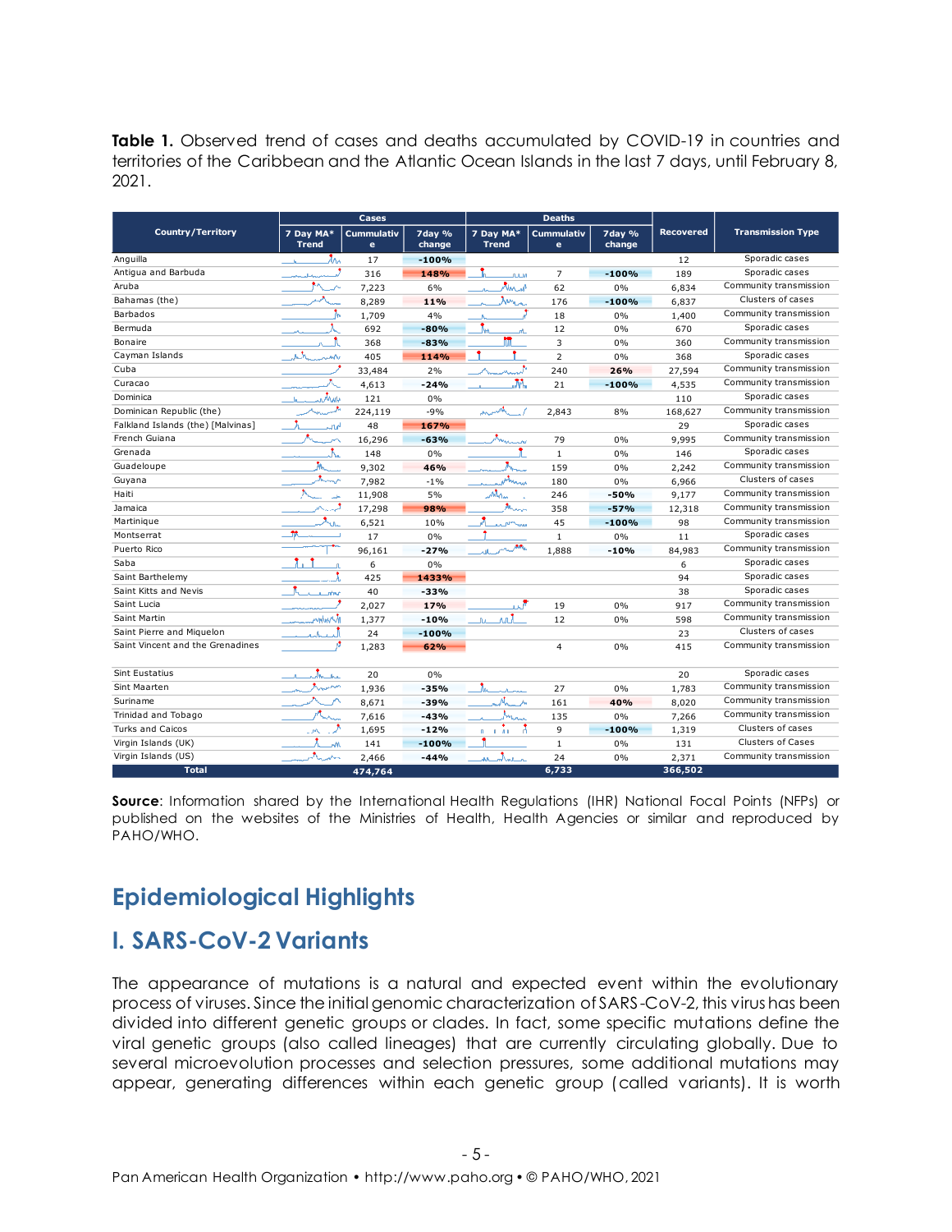**Table 1.** Observed trend of cases and deaths accumulated by COVID-19 in countries and territories of the Caribbean and the Atlantic Ocean Islands in the last 7 days, until February 8, 2021.

| Country/Territory | Cases | | | Deaths | | | Recovered | Transmission Type |
|---|---|---|---|---|---|---|---|---|
| | 7 Day MA* Trend | Cummulative | 7day % change | 7 Day MA* Trend | Cummulative | 7day % change | | |
| Anguilla | | 17 | -100% | | | | 12 | Sporadic cases |
| Antigua and Barbuda | | 316 | 148% | | 7 | -100% | 189 | Sporadic cases |
| Aruba | | 7,223 | 6% | | 62 | 0% | 6,834 | Community transmission |
| Bahamas (the) | | 8,289 | 11% | | 176 | -100% | 6,837 | Clusters of cases |
| Barbados | | 1,709 | 4% | | 18 | 0% | 1,400 | Community transmission |
| Bermuda | | 692 | -80% | | 12 | 0% | 670 | Sporadic cases |
| Bonaire | | 368 | -83% | | 3 | 0% | 360 | Community transmission |
| Cayman Islands | | 405 | 114% | | 2 | 0% | 368 | Sporadic cases |
| Cuba | | 33,484 | 2% | | 240 | 26% | 27,594 | Community transmission |
| Curacao | | 4,613 | -24% | | 21 | -100% | 4,535 | Community transmission |
| Dominica | | 121 | 0% | | | | 110 | Sporadic cases |
| Dominican Republic (the) | | 224,119 | -9% | | 2,843 | 8% | 168,627 | Community transmission |
| Falkland Islands (the) [Malvinas] | | 48 | 167% | | | | 29 | Sporadic cases |
| French Guiana | | 16,296 | -63% | | 79 | 0% | 9,995 | Community transmission |
| Grenada | | 148 | 0% | | 1 | 0% | 146 | Sporadic cases |
| Guadeloupe | | 9,302 | 46% | | 159 | 0% | 2,242 | Community transmission |
| Guyana | | 7,982 | -1% | | 180 | 0% | 6,966 | Clusters of cases |
| Haiti | | 11,908 | 5% | | 246 | -50% | 9,177 | Community transmission |
| Jamaica | | 17,298 | 98% | | 358 | -57% | 12,318 | Community transmission |
| Martinique | | 6,521 | 10% | | 45 | -100% | 98 | Community transmission |
| Montserrat | | 17 | 0% | | 1 | 0% | 11 | Sporadic cases |
| Puerto Rico | | 96,161 | -27% | | 1,888 | -10% | 84,983 | Community transmission |
| Saba | | 6 | 0% | | | | 6 | Sporadic cases |
| Saint Barthelemy | | 425 | 1433% | | | | 94 | Sporadic cases |
| Saint Kitts and Nevis | | 40 | -33% | | | | 38 | Sporadic cases |
| Saint Lucia | | 2,027 | 17% | | 19 | 0% | 917 | Community transmission |
| Saint Martin | | 1,377 | -10% | | 12 | 0% | 598 | Community transmission |
| Saint Pierre and Miquelon | | 24 | -100% | | | | 23 | Clusters of cases |
| Saint Vincent and the Grenadines | | 1,283 | 62% | | 4 | 0% | 415 | Community transmission |
| Sint Eustatius | | 20 | 0% | | | | 20 | Sporadic cases |
| Sint Maarten | | 1,936 | -35% | | 27 | 0% | 1,783 | Community transmission |
| Suriname | | 8,671 | -39% | | 161 | 40% | 8,020 | Community transmission |
| Trinidad and Tobago | | 7,616 | -43% | | 135 | 0% | 7,266 | Community transmission |
| Turks and Caicos | | 1,695 | -12% | | 9 | -100% | 1,319 | Clusters of cases |
| Virgin Islands (UK) | | 141 | -100% | | 1 | 0% | 131 | Clusters of Cases |
| Virgin Islands (US) | | 2,466 | -44% | | 24 | 0% | 2,371 | Community transmission |
| **Total** | | **474,764** | | | **6,733** | | **366,502** | |

**Source**: Information shared by the International Health Regulations (IHR) National Focal Points (NFPs) or published on the websites of the Ministries of Health, Health Agencies or similar and reproduced by PAHO/WHO.

# Epidemiological Highlights

## I. SARS-CoV-2 Variants

The appearance of mutations is a natural and expected event within the evolutionary process of viruses. Since the initial genomic characterization of SARS-CoV-2, this virus has been divided into different genetic groups or clades. In fact, some specific mutations define the viral genetic groups (also called lineages) that are currently circulating globally. Due to several microevolution processes and selection pressures, some additional mutations may appear, generating differences within each genetic group (called variants). It is worth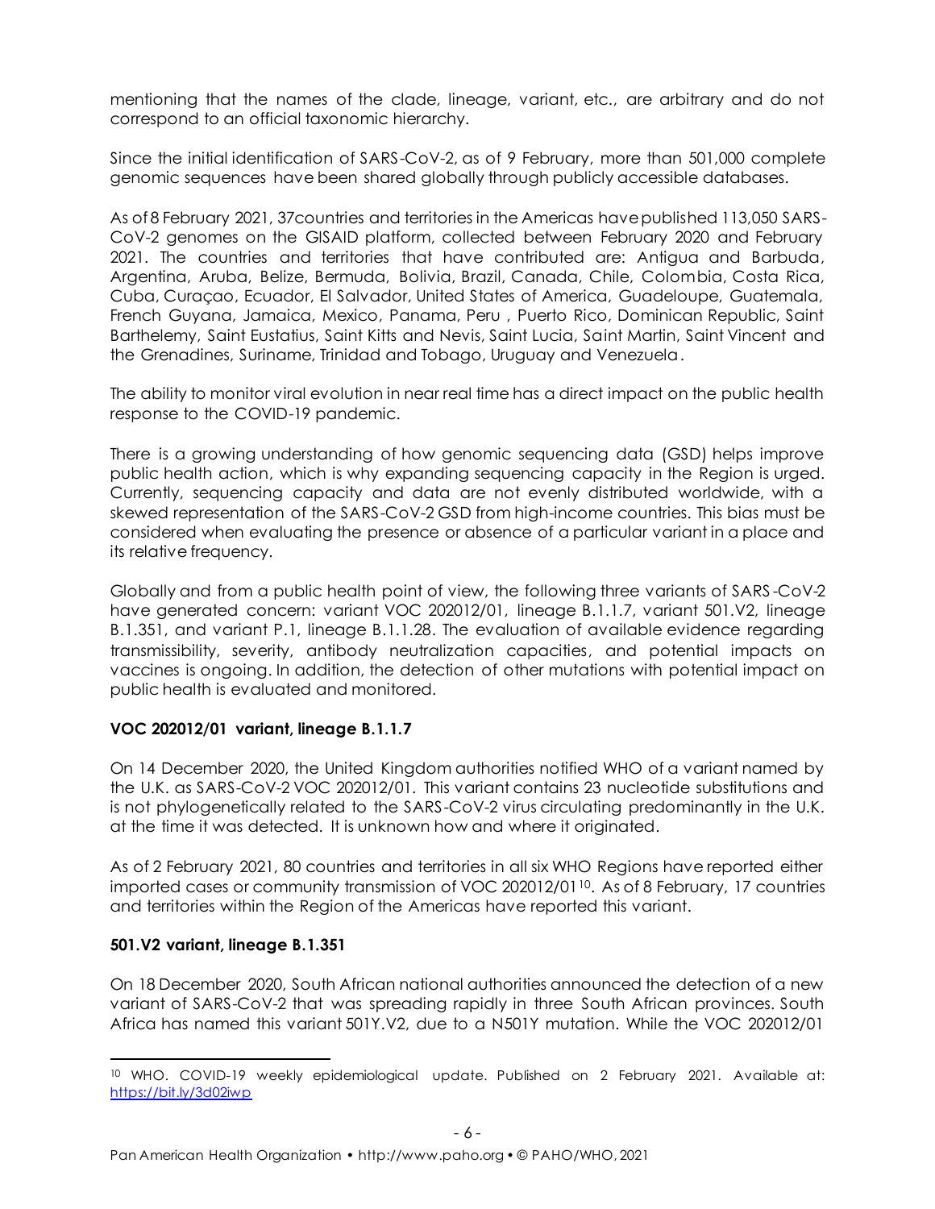mentioning that the names of the clade, lineage, variant, etc., are arbitrary and do not correspond to an official taxonomic hierarchy.

Since the initial identification of SARS-CoV-2, as of 9 February, more than 501,000 complete genomic sequences have been shared globally through publicly accessible databases.

As of 8 February 2021, 37countries and territories in the Americas have published 113,050 SARS-CoV-2 genomes on the GISAID platform, collected between February 2020 and February 2021. The countries and territories that have contributed are: Antigua and Barbuda, Argentina, Aruba, Belize, Bermuda, Bolivia, Brazil, Canada, Chile, Colombia, Costa Rica, Cuba, Curaçao, Ecuador, El Salvador, United States of America, Guadeloupe, Guatemala, French Guyana, Jamaica, Mexico, Panama, Peru , Puerto Rico, Dominican Republic, Saint Barthelemy, Saint Eustatius, Saint Kitts and Nevis, Saint Lucia, Saint Martin, Saint Vincent and the Grenadines, Suriname, Trinidad and Tobago, Uruguay and Venezuela.

The ability to monitor viral evolution in near real time has a direct impact on the public health response to the COVID-19 pandemic.

There is a growing understanding of how genomic sequencing data (GSD) helps improve public health action, which is why expanding sequencing capacity in the Region is urged. Currently, sequencing capacity and data are not evenly distributed worldwide, with a skewed representation of the SARS-CoV-2 GSD from high-income countries. This bias must be considered when evaluating the presence or absence of a particular variant in a place and its relative frequency.

Globally and from a public health point of view, the following three variants of SARS-CoV-2 have generated concern: variant VOC 202012/01, lineage B.1.1.7, variant 501.V2, lineage B.1.351, and variant P.1, lineage B.1.1.28. The evaluation of available evidence regarding transmissibility, severity, antibody neutralization capacities, and potential impacts on vaccines is ongoing. In addition, the detection of other mutations with potential impact on public health is evaluated and monitored.

**VOC 202012/01 variant, lineage B.1.1.7**

On 14 December 2020, the United Kingdom authorities notified WHO of a variant named by the U.K. as SARS-CoV-2 VOC 202012/01. This variant contains 23 nucleotide substitutions and is not phylogenetically related to the SARS-CoV-2 virus circulating predominantly in the U.K. at the time it was detected. It is unknown how and where it originated.

As of 2 February 2021, 80 countries and territories in all six WHO Regions have reported either imported cases or community transmission of VOC 202012/01[10]. As of 8 February, 17 countries and territories within the Region of the Americas have reported this variant.

**501.V2 variant, lineage B.1.351**

On 18 December 2020, South African national authorities announced the detection of a new variant of SARS-CoV-2 that was spreading rapidly in three South African provinces. South Africa has named this variant 501Y.V2, due to a N501Y mutation. While the VOC 202012/01

[10] WHO. COVID-19 weekly epidemiological update. Published on 2 February 2021. Available at: https://bit.ly/3d02iwp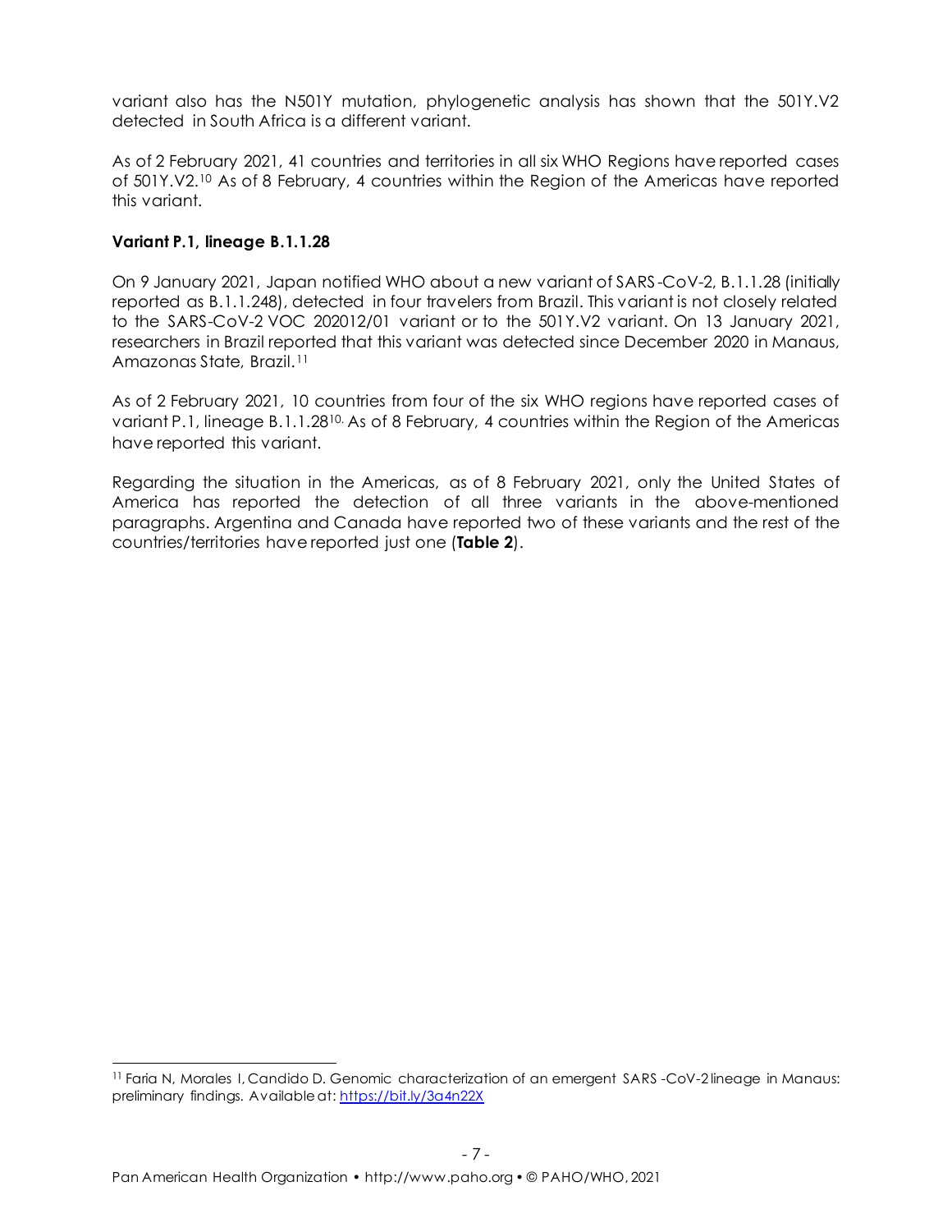variant also has the N501Y mutation, phylogenetic analysis has shown that the 501Y.V2 detected in South Africa is a different variant.

As of 2 February 2021, 41 countries and territories in all six WHO Regions have reported cases of 501Y.V2.[10] As of 8 February, 4 countries within the Region of the Americas have reported this variant.

**Variant P.1, lineage B.1.1.28**

On 9 January 2021, Japan notified WHO about a new variant of SARS-CoV-2, B.1.1.28 (initially reported as B.1.1.248), detected in four travelers from Brazil. This variant is not closely related to the SARS-CoV-2 VOC 202012/01 variant or to the 501Y.V2 variant. On 13 January 2021, researchers in Brazil reported that this variant was detected since December 2020 in Manaus, Amazonas State, Brazil.[11]

As of 2 February 2021, 10 countries from four of the six WHO regions have reported cases of variant P.1, lineage B.1.1.28[10]. As of 8 February, 4 countries within the Region of the Americas have reported this variant.

Regarding the situation in the Americas, as of 8 February 2021, only the United States of America has reported the detection of all three variants in the above-mentioned paragraphs. Argentina and Canada have reported two of these variants and the rest of the countries/territories have reported just one (**Table 2**).

[11] Faria N, Morales I, Candido D. Genomic characterization of an emergent SARS-CoV-2 lineage in Manaus: preliminary findings. Available at: https://bit.ly/3a4n22X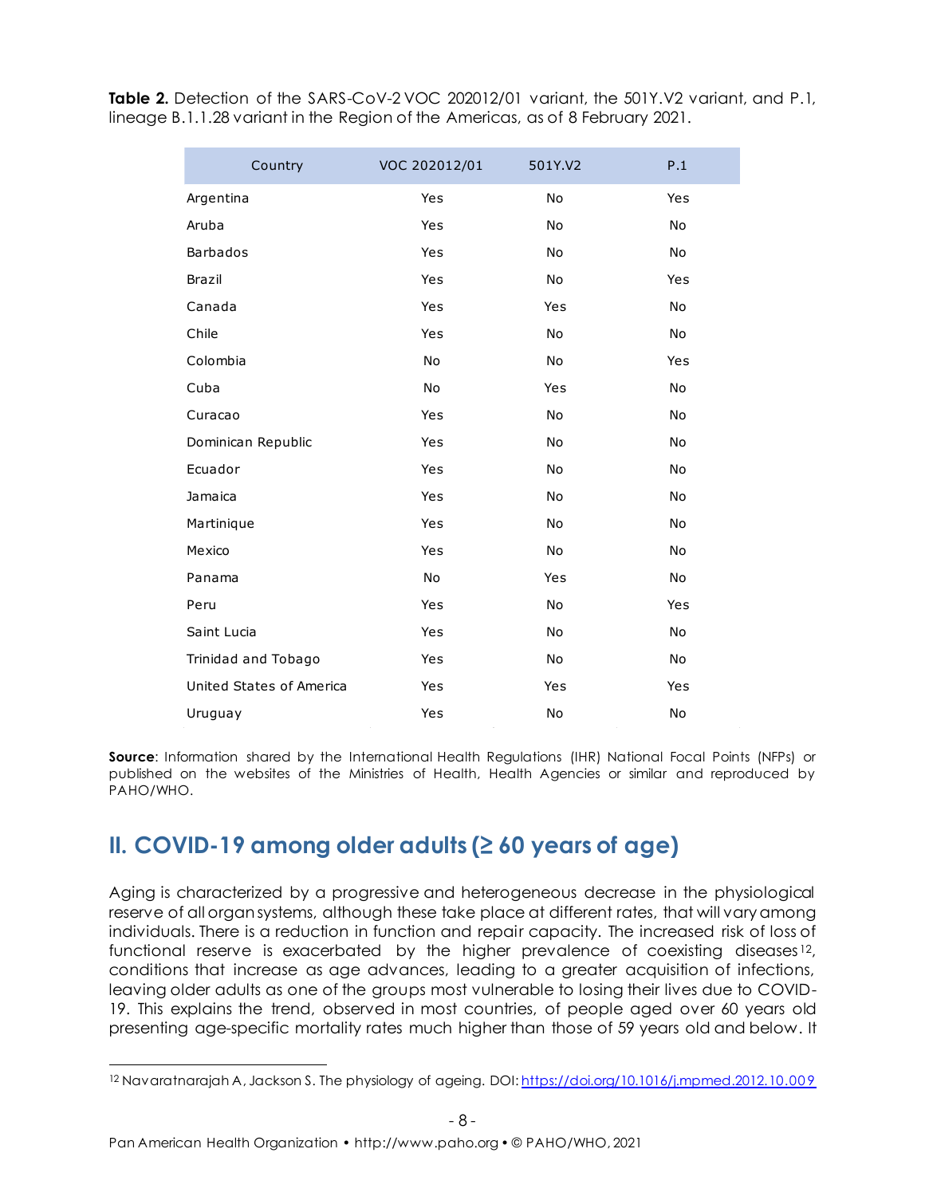**Table 2.** Detection of the SARS-CoV-2 VOC 202012/01 variant, the 501Y.V2 variant, and P.1, lineage B.1.1.28 variant in the Region of the Americas, as of 8 February 2021.

| Country | VOC 202012/01 | 501Y.V2 | P.1 |
|---|---|---|---|
| Argentina | Yes | No | Yes |
| Aruba | Yes | No | No |
| Barbados | Yes | No | No |
| Brazil | Yes | No | Yes |
| Canada | Yes | Yes | No |
| Chile | Yes | No | No |
| Colombia | No | No | Yes |
| Cuba | No | Yes | No |
| Curacao | Yes | No | No |
| Dominican Republic | Yes | No | No |
| Ecuador | Yes | No | No |
| Jamaica | Yes | No | No |
| Martinique | Yes | No | No |
| Mexico | Yes | No | No |
| Panama | No | Yes | No |
| Peru | Yes | No | Yes |
| Saint Lucia | Yes | No | No |
| Trinidad and Tobago | Yes | No | No |
| United States of America | Yes | Yes | Yes |
| Uruguay | Yes | No | No |

**Source**: Information shared by the International Health Regulations (IHR) National Focal Points (NFPs) or published on the websites of the Ministries of Health, Health Agencies or similar and reproduced by PAHO/WHO.

## II. COVID-19 among older adults (≥ 60 years of age)

Aging is characterized by a progressive and heterogeneous decrease in the physiological reserve of all organ systems, although these take place at different rates, that will vary among individuals. There is a reduction in function and repair capacity. The increased risk of loss of functional reserve is exacerbated by the higher prevalence of coexisting diseases[12], conditions that increase as age advances, leading to a greater acquisition of infections, leaving older adults as one of the groups most vulnerable to losing their lives due to COVID-19. This explains the trend, observed in most countries, of people aged over 60 years old presenting age-specific mortality rates much higher than those of 59 years old and below. It

---

[12] Navaratnarajah A, Jackson S. The physiology of ageing. DOI: https://doi.org/10.1016/j.mpmed.2012.10.009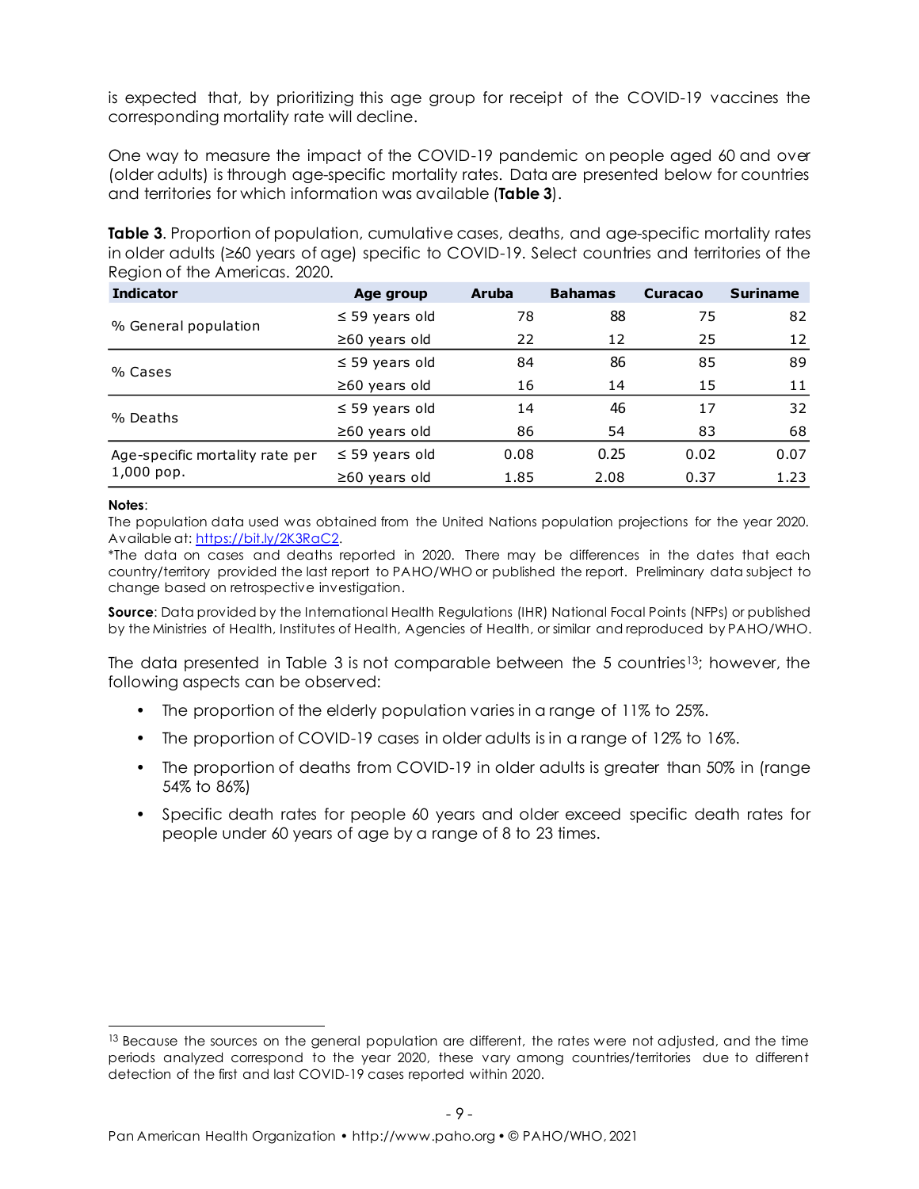is expected that, by prioritizing this age group for receipt of the COVID-19 vaccines the corresponding mortality rate will decline.

One way to measure the impact of the COVID-19 pandemic on people aged 60 and over (older adults) is through age-specific mortality rates. Data are presented below for countries and territories for which information was available (**Table 3**).

**Table 3**. Proportion of population, cumulative cases, deaths, and age-specific mortality rates in older adults (≥60 years of age) specific to COVID-19. Select countries and territories of the Region of the Americas. 2020.

| Indicator | Age group | Aruba | Bahamas | Curacao | Suriname |
|---|---|---|---|---|---|
| % General population | ≤ 59 years old | 78 | 88 | 75 | 82 |
| | ≥60 years old | 22 | 12 | 25 | 12 |
| % Cases | ≤ 59 years old | 84 | 86 | 85 | 89 |
| | ≥60 years old | 16 | 14 | 15 | 11 |
| % Deaths | ≤ 59 years old | 14 | 46 | 17 | 32 |
| | ≥60 years old | 86 | 54 | 83 | 68 |
| Age-specific mortality rate per 1,000 pop. | ≤ 59 years old | 0.08 | 0.25 | 0.02 | 0.07 |
| | ≥60 years old | 1.85 | 2.08 | 0.37 | 1.23 |

**Notes**:
The population data used was obtained from the United Nations population projections for the year 2020. Available at: https://bit.ly/2K3RaC2.
*The data on cases and deaths reported in 2020. There may be differences in the dates that each country/territory provided the last report to PAHO/WHO or published the report. Preliminary data subject to change based on retrospective investigation.

**Source**: Data provided by the International Health Regulations (IHR) National Focal Points (NFPs) or published by the Ministries of Health, Institutes of Health, Agencies of Health, or similar and reproduced by PAHO/WHO.

The data presented in Table 3 is not comparable between the 5 countries[13]; however, the following aspects can be observed:

- The proportion of the elderly population varies in a range of 11% to 25%.
- The proportion of COVID-19 cases in older adults is in a range of 12% to 16%.
- The proportion of deaths from COVID-19 in older adults is greater than 50% in (range 54% to 86%)
- Specific death rates for people 60 years and older exceed specific death rates for people under 60 years of age by a range of 8 to 23 times.

[13] Because the sources on the general population are different, the rates were not adjusted, and the time periods analyzed correspond to the year 2020, these vary among countries/territories due to different detection of the first and last COVID-19 cases reported within 2020.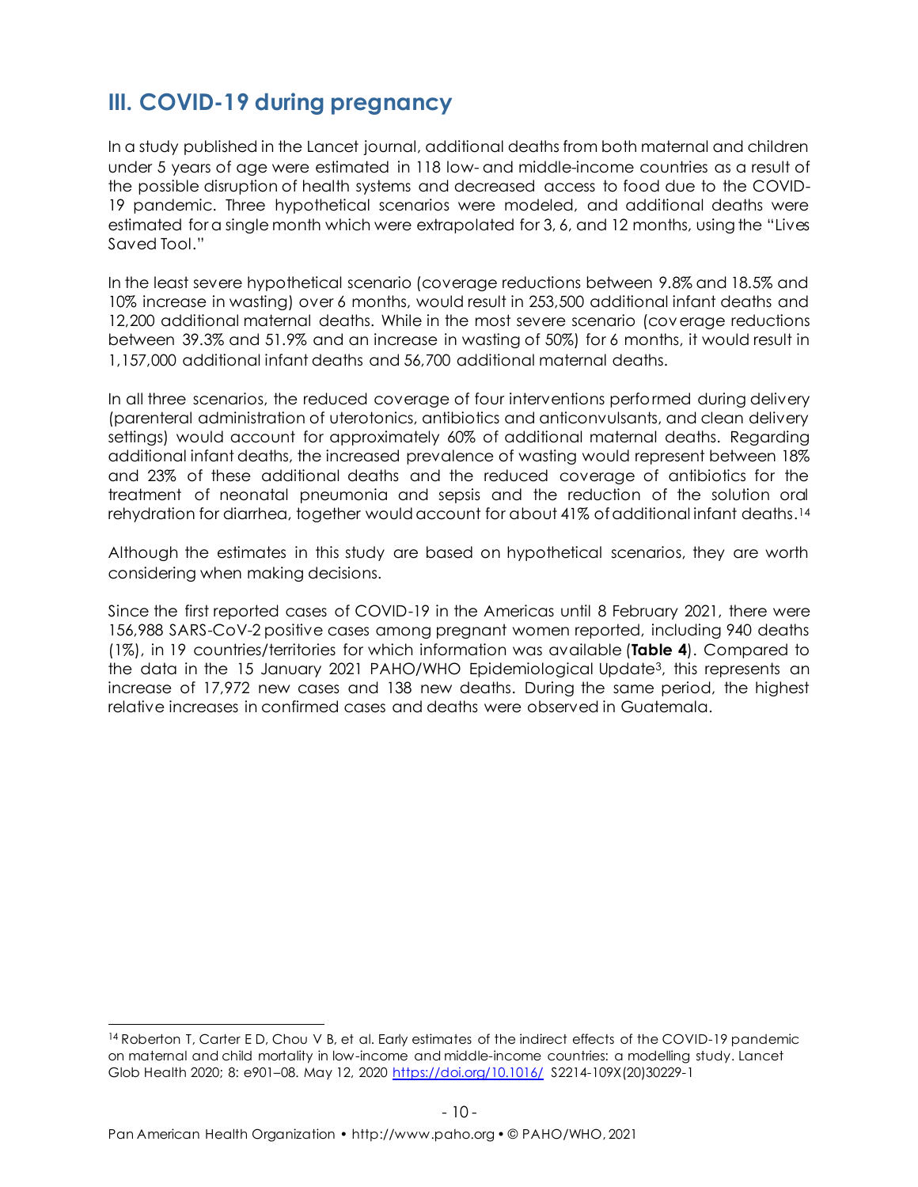## III. COVID-19 during pregnancy

In a study published in the Lancet journal, additional deaths from both maternal and children under 5 years of age were estimated in 118 low- and middle-income countries as a result of the possible disruption of health systems and decreased access to food due to the COVID-19 pandemic. Three hypothetical scenarios were modeled, and additional deaths were estimated for a single month which were extrapolated for 3, 6, and 12 months, using the "Lives Saved Tool."

In the least severe hypothetical scenario (coverage reductions between 9.8% and 18.5% and 10% increase in wasting) over 6 months, would result in 253,500 additional infant deaths and 12,200 additional maternal deaths. While in the most severe scenario (coverage reductions between 39.3% and 51.9% and an increase in wasting of 50%) for 6 months, it would result in 1,157,000 additional infant deaths and 56,700 additional maternal deaths.

In all three scenarios, the reduced coverage of four interventions performed during delivery (parenteral administration of uterotonics, antibiotics and anticonvulsants, and clean delivery settings) would account for approximately 60% of additional maternal deaths. Regarding additional infant deaths, the increased prevalence of wasting would represent between 18% and 23% of these additional deaths and the reduced coverage of antibiotics for the treatment of neonatal pneumonia and sepsis and the reduction of the solution oral rehydration for diarrhea, together would account for about 41% of additional infant deaths.[14]

Although the estimates in this study are based on hypothetical scenarios, they are worth considering when making decisions.

Since the first reported cases of COVID-19 in the Americas until 8 February 2021, there were 156,988 SARS-CoV-2 positive cases among pregnant women reported, including 940 deaths (1%), in 19 countries/territories for which information was available (**Table 4**). Compared to the data in the 15 January 2021 PAHO/WHO Epidemiological Update[3], this represents an increase of 17,972 new cases and 138 new deaths. During the same period, the highest relative increases in confirmed cases and deaths were observed in Guatemala.

---

[14] Roberton T, Carter E D, Chou V B, et al. Early estimates of the indirect effects of the COVID-19 pandemic on maternal and child mortality in low-income and middle-income countries: a modelling study. Lancet Glob Health 2020; 8: e901–08. May 12, 2020 https://doi.org/10.1016/ S2214-109X(20)30229-1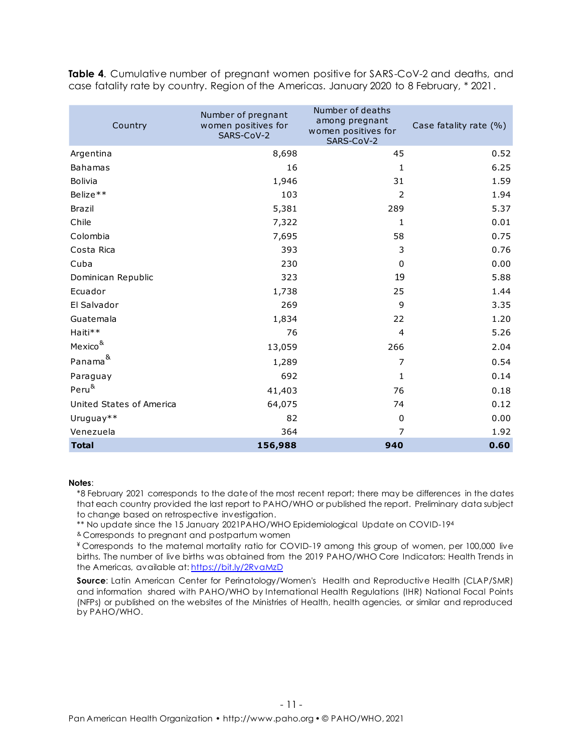**Table 4**. Cumulative number of pregnant women positive for SARS-CoV-2 and deaths, and case fatality rate by country. Region of the Americas. January 2020 to 8 February, * 2021.

| Country | Number of pregnant women positives for SARS-CoV-2 | Number of deaths among pregnant women positives for SARS-CoV-2 | Case fatality rate (%) |
|---|---|---|---|
| Argentina | 8,698 | 45 | 0.52 |
| Bahamas | 16 | 1 | 6.25 |
| Bolivia | 1,946 | 31 | 1.59 |
| Belize** | 103 | 2 | 1.94 |
| Brazil | 5,381 | 289 | 5.37 |
| Chile | 7,322 | 1 | 0.01 |
| Colombia | 7,695 | 58 | 0.75 |
| Costa Rica | 393 | 3 | 0.76 |
| Cuba | 230 | 0 | 0.00 |
| Dominican Republic | 323 | 19 | 5.88 |
| Ecuador | 1,738 | 25 | 1.44 |
| El Salvador | 269 | 9 | 3.35 |
| Guatemala | 1,834 | 22 | 1.20 |
| Haiti** | 76 | 4 | 5.26 |
| Mexico& | 13,059 | 266 | 2.04 |
| Panama& | 1,289 | 7 | 0.54 |
| Paraguay | 692 | 1 | 0.14 |
| Peru& | 41,403 | 76 | 0.18 |
| United States of America | 64,075 | 74 | 0.12 |
| Uruguay** | 82 | 0 | 0.00 |
| Venezuela | 364 | 7 | 1.92 |
| **Total** | **156,988** | **940** | **0.60** |

**Notes**:

*8 February 2021 corresponds to the date of the most recent report; there may be differences in the dates that each country provided the last report to PAHO/WHO or published the report. Preliminary data subject to change based on retrospective investigation.

** No update since the 15 January 2021PAHO/WHO Epidemiological Update on COVID-19[4]

& Corresponds to pregnant and postpartum women

¥ Corresponds to the maternal mortality ratio for COVID-19 among this group of women, per 100,000 live births. The number of live births was obtained from the 2019 PAHO/WHO Core Indicators: Health Trends in the Americas, available at: https://bit.ly/2RvaMzD

**Source**: Latin American Center for Perinatology/Women's Health and Reproductive Health (CLAP/SMR) and information shared with PAHO/WHO by International Health Regulations (IHR) National Focal Points (NFPs) or published on the websites of the Ministries of Health, health agencies, or similar and reproduced by PAHO/WHO.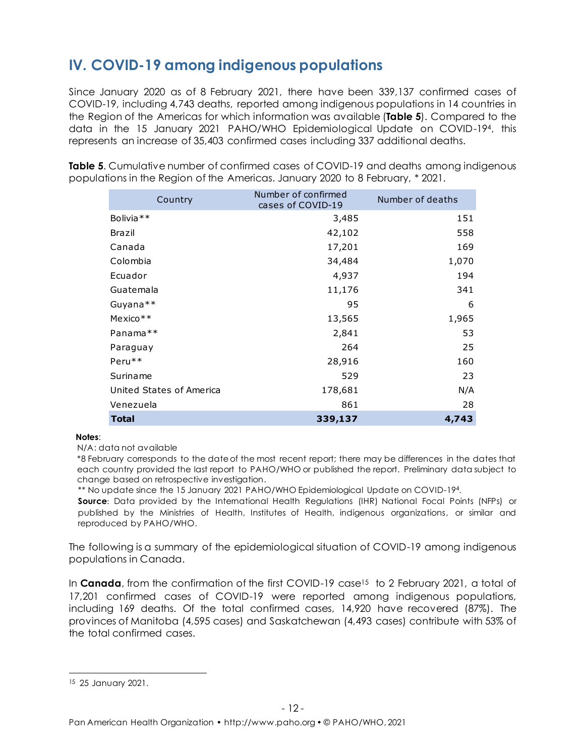## IV. COVID-19 among indigenous populations

Since January 2020 as of 8 February 2021, there have been 339,137 confirmed cases of COVID-19, including 4,743 deaths, reported among indigenous populations in 14 countries in the Region of the Americas for which information was available (**Table 5**). Compared to the data in the 15 January 2021 PAHO/WHO Epidemiological Update on COVID-19[4], this represents an increase of 35,403 confirmed cases including 337 additional deaths.

**Table 5**. Cumulative number of confirmed cases of COVID-19 and deaths among indigenous populations in the Region of the Americas. January 2020 to 8 February, * 2021.

| Country | Number of confirmed cases of COVID-19 | Number of deaths |
|---|---:|---:|
| Bolivia** | 3,485 | 151 |
| Brazil | 42,102 | 558 |
| Canada | 17,201 | 169 |
| Colombia | 34,484 | 1,070 |
| Ecuador | 4,937 | 194 |
| Guatemala | 11,176 | 341 |
| Guyana** | 95 | 6 |
| Mexico** | 13,565 | 1,965 |
| Panama** | 2,841 | 53 |
| Paraguay | 264 | 25 |
| Peru** | 28,916 | 160 |
| Suriname | 529 | 23 |
| United States of America | 178,681 | N/A |
| Venezuela | 861 | 28 |
| **Total** | **339,137** | **4,743** |

**Notes**:
N/A: data not available
*8 February corresponds to the date of the most recent report; there may be differences in the dates that each country provided the last report to PAHO/WHO or published the report. Preliminary data subject to change based on retrospective investigation.
** No update since the 15 January 2021 PAHO/WHO Epidemiological Update on COVID-19[4].
**Source**: Data provided by the International Health Regulations (IHR) National Focal Points (NFPs) or published by the Ministries of Health, Institutes of Health, indigenous organizations, or similar and reproduced by PAHO/WHO.

The following is a summary of the epidemiological situation of COVID-19 among indigenous populations in Canada.

In **Canada**, from the confirmation of the first COVID-19 case[15] to 2 February 2021, a total of 17,201 confirmed cases of COVID-19 were reported among indigenous populations, including 169 deaths. Of the total confirmed cases, 14,920 have recovered (87%). The provinces of Manitoba (4,595 cases) and Saskatchewan (4,493 cases) contribute with 53% of the total confirmed cases.

[15] 25 January 2021.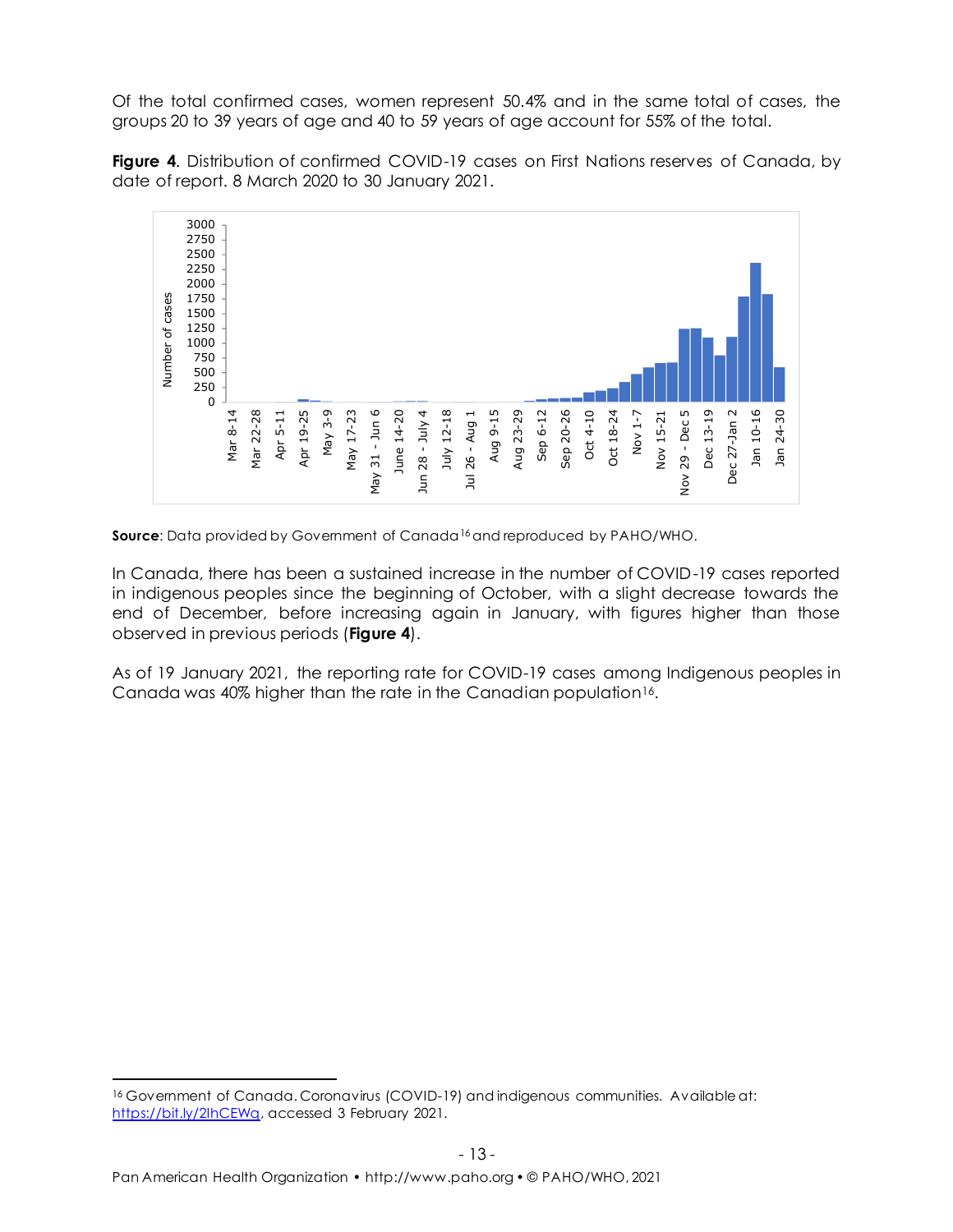Of the total confirmed cases, women represent 50.4% and in the same total of cases, the groups 20 to 39 years of age and 40 to 59 years of age account for 55% of the total.

**Figure 4**. Distribution of confirmed COVID-19 cases on First Nations reserves of Canada, by date of report. 8 March 2020 to 30 January 2021.

**Source**: Data provided by Government of Canada[16] and reproduced by PAHO/WHO.

In Canada, there has been a sustained increase in the number of COVID-19 cases reported in indigenous peoples since the beginning of October, with a slight decrease towards the end of December, before increasing again in January, with figures higher than those observed in previous periods (**Figure 4**).

As of 19 January 2021, the reporting rate for COVID-19 cases among Indigenous peoples in Canada was 40% higher than the rate in the Canadian population[16].

---

[16] Government of Canada. Coronavirus (COVID-19) and indigenous communities. Available at: https://bit.ly/2IhCEWq, accessed 3 February 2021.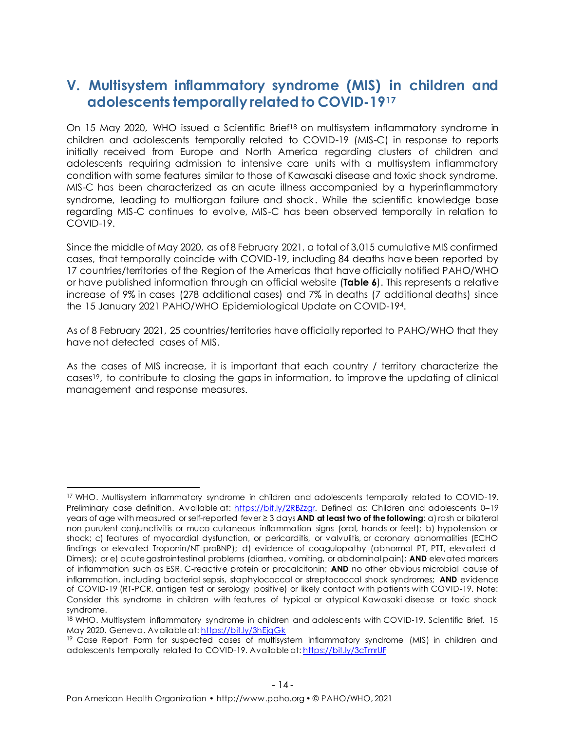## V. Multisystem inflammatory syndrome (MIS) in children and adolescents temporally related to COVID-19[17]

On 15 May 2020, WHO issued a Scientific Brief[18] on multisystem inflammatory syndrome in children and adolescents temporally related to COVID-19 (MIS-C) in response to reports initially received from Europe and North America regarding clusters of children and adolescents requiring admission to intensive care units with a multisystem inflammatory condition with some features similar to those of Kawasaki disease and toxic shock syndrome. MIS-C has been characterized as an acute illness accompanied by a hyperinflammatory syndrome, leading to multiorgan failure and shock. While the scientific knowledge base regarding MIS-C continues to evolve, MIS-C has been observed temporally in relation to COVID-19.

Since the middle of May 2020, as of 8 February 2021, a total of 3,015 cumulative MIS confirmed cases, that temporally coincide with COVID-19, including 84 deaths have been reported by 17 countries/territories of the Region of the Americas that have officially notified PAHO/WHO or have published information through an official website (**Table 6**). This represents a relative increase of 9% in cases (278 additional cases) and 7% in deaths (7 additional deaths) since the 15 January 2021 PAHO/WHO Epidemiological Update on COVID-19[4].

As of 8 February 2021, 25 countries/territories have officially reported to PAHO/WHO that they have not detected cases of MIS.

As the cases of MIS increase, it is important that each country / territory characterize the cases[19], to contribute to closing the gaps in information, to improve the updating of clinical management and response measures.

---

[17] WHO. Multisystem inflammatory syndrome in children and adolescents temporally related to COVID-19. Preliminary case definition. Available at: https://bit.ly/2RBZzgr. Defined as: Children and adolescents 0–19 years of age with measured or self-reported fever ≥ 3 days **AND at least two of the following**: a) rash or bilateral non-purulent conjunctivitis or muco-cutaneous inflammation signs (oral, hands or feet); b) hypotension or shock; c) features of myocardial dysfunction, or pericarditis, or valvulitis, or coronary abnormalities (ECHO findings or elevated Troponin/NT-proBNP); d) evidence of coagulopathy (abnormal PT, PTT, elevated d-Dimers); or e) acute gastrointestinal problems (diarrhea, vomiting, or abdominal pain); **AND** elevated markers of inflammation such as ESR, C-reactive protein or procalcitonin; **AND** no other obvious microbial cause of inflammation, including bacterial sepsis, staphylococcal or streptococcal shock syndromes; **AND** evidence of COVID-19 (RT-PCR, antigen test or serology positive) or likely contact with patients with COVID-19. Note: Consider this syndrome in children with features of typical or atypical Kawasaki disease or toxic shock syndrome.

[18] WHO. Multisystem inflammatory syndrome in children and adolescents with COVID-19. Scientific Brief. 15 May 2020. Geneva. Available at: https://bit.ly/3hEjqGk

[19] Case Report Form for suspected cases of multisystem inflammatory syndrome (MIS) in children and adolescents temporally related to COVID-19. Available at: https://bit.ly/3cTmrUF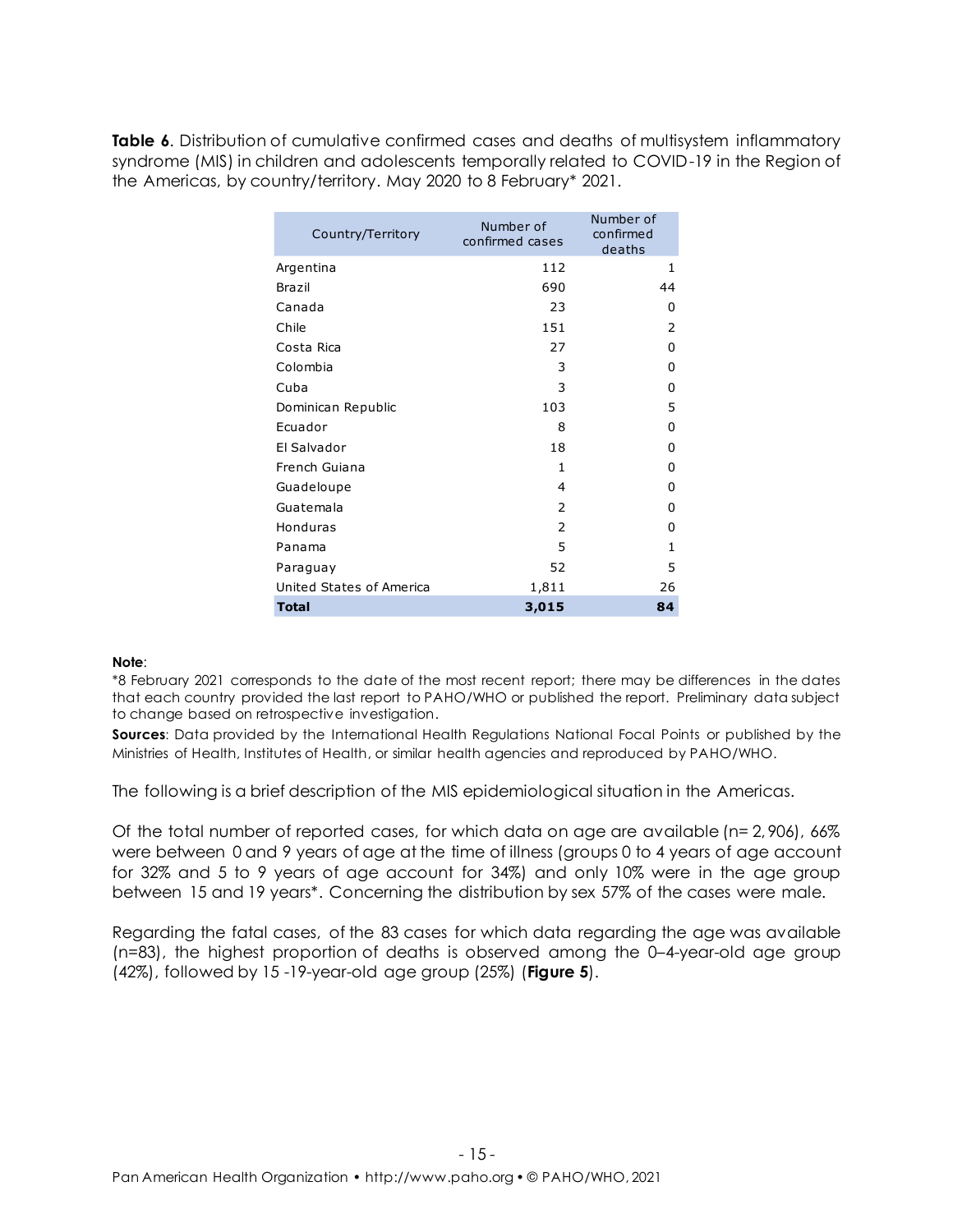**Table 6**. Distribution of cumulative confirmed cases and deaths of multisystem inflammatory syndrome (MIS) in children and adolescents temporally related to COVID-19 in the Region of the Americas, by country/territory. May 2020 to 8 February* 2021.

| Country/Territory | Number of confirmed cases | Number of confirmed deaths |
|---|---|---|
| Argentina | 112 | 1 |
| Brazil | 690 | 44 |
| Canada | 23 | 0 |
| Chile | 151 | 2 |
| Costa Rica | 27 | 0 |
| Colombia | 3 | 0 |
| Cuba | 3 | 0 |
| Dominican Republic | 103 | 5 |
| Ecuador | 8 | 0 |
| El Salvador | 18 | 0 |
| French Guiana | 1 | 0 |
| Guadeloupe | 4 | 0 |
| Guatemala | 2 | 0 |
| Honduras | 2 | 0 |
| Panama | 5 | 1 |
| Paraguay | 52 | 5 |
| United States of America | 1,811 | 26 |
| **Total** | **3,015** | **84** |

**Note**:
*8 February 2021 corresponds to the date of the most recent report; there may be differences in the dates that each country provided the last report to PAHO/WHO or published the report. Preliminary data subject to change based on retrospective investigation.

**Sources**: Data provided by the International Health Regulations National Focal Points or published by the Ministries of Health, Institutes of Health, or similar health agencies and reproduced by PAHO/WHO.

The following is a brief description of the MIS epidemiological situation in the Americas.

Of the total number of reported cases, for which data on age are available (n= 2,906), 66% were between 0 and 9 years of age at the time of illness (groups 0 to 4 years of age account for 32% and 5 to 9 years of age account for 34%) and only 10% were in the age group between 15 and 19 years*. Concerning the distribution by sex 57% of the cases were male.

Regarding the fatal cases, of the 83 cases for which data regarding the age was available (n=83), the highest proportion of deaths is observed among the 0–4-year-old age group (42%), followed by 15 -19-year-old age group (25%) (**Figure 5**).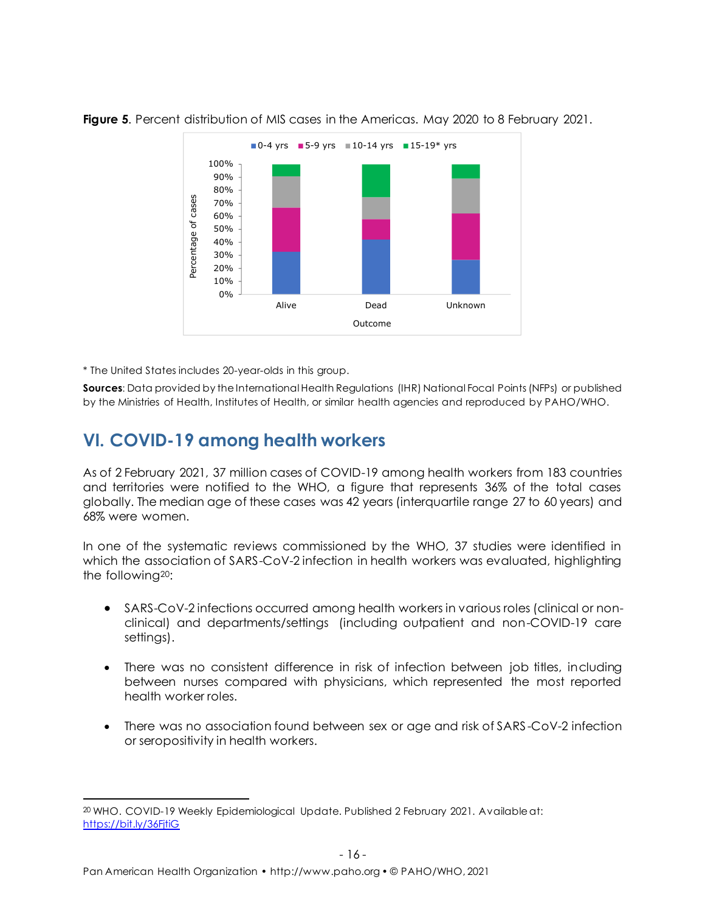**Figure 5**. Percent distribution of MIS cases in the Americas. May 2020 to 8 February 2021.

* The United States includes 20-year-olds in this group.

**Sources**: Data provided by the International Health Regulations (IHR) National Focal Points (NFPs) or published by the Ministries of Health, Institutes of Health, or similar health agencies and reproduced by PAHO/WHO.

## VI. COVID-19 among health workers

As of 2 February 2021, 37 million cases of COVID-19 among health workers from 183 countries and territories were notified to the WHO, a figure that represents 36% of the total cases globally. The median age of these cases was 42 years (interquartile range 27 to 60 years) and 68% were women.

In one of the systematic reviews commissioned by the WHO, 37 studies were identified in which the association of SARS-CoV-2 infection in health workers was evaluated, highlighting the following[20]:

- SARS-CoV-2 infections occurred among health workers in various roles (clinical or non-clinical) and departments/settings (including outpatient and non-COVID-19 care settings).
- There was no consistent difference in risk of infection between job titles, including between nurses compared with physicians, which represented the most reported health worker roles.
- There was no association found between sex or age and risk of SARS-CoV-2 infection or seropositivity in health workers.

---

[20] WHO. COVID-19 Weekly Epidemiological Update. Published 2 February 2021. Available at: https://bit.ly/36FjtiG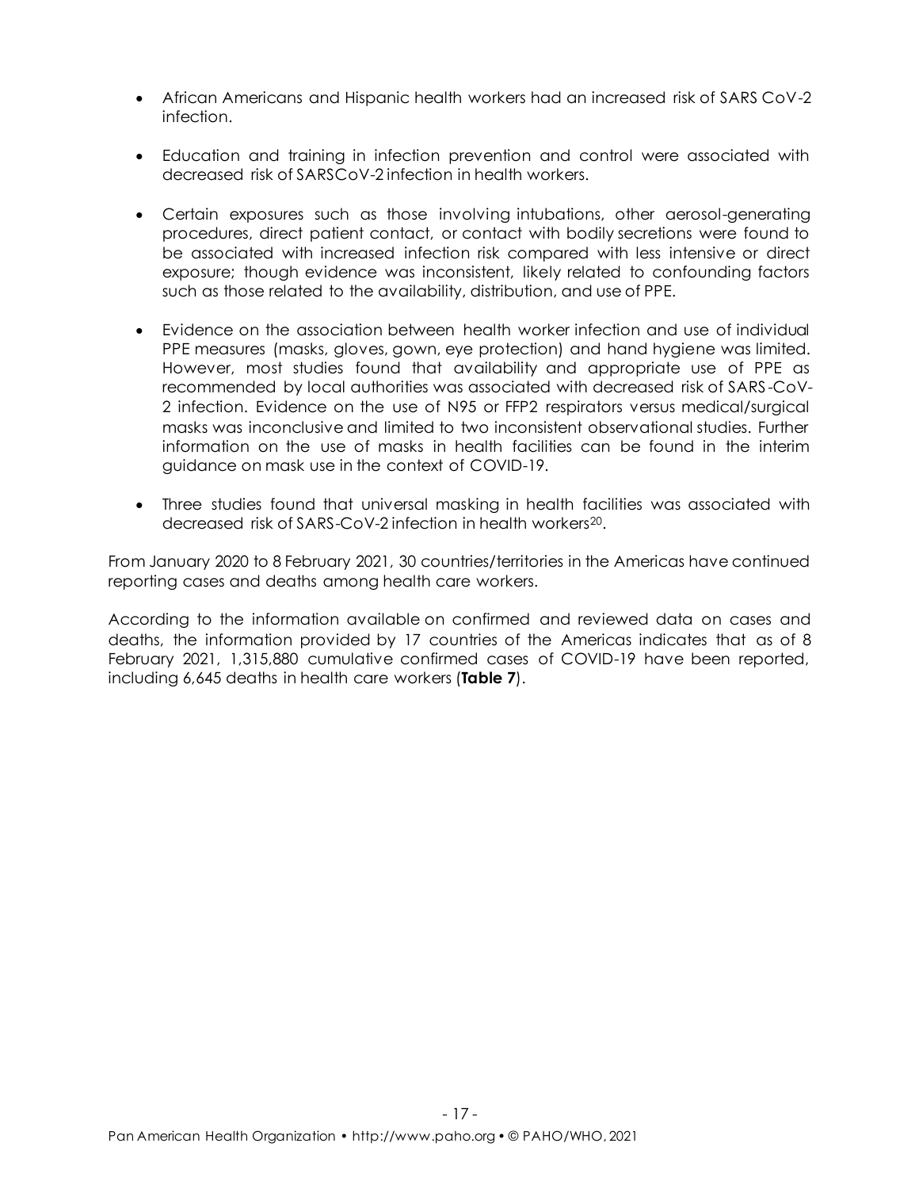- African Americans and Hispanic health workers had an increased risk of SARS CoV-2 infection.

- Education and training in infection prevention and control were associated with decreased risk of SARSCoV-2 infection in health workers.

- Certain exposures such as those involving intubations, other aerosol-generating procedures, direct patient contact, or contact with bodily secretions were found to be associated with increased infection risk compared with less intensive or direct exposure; though evidence was inconsistent, likely related to confounding factors such as those related to the availability, distribution, and use of PPE.

- Evidence on the association between health worker infection and use of individual PPE measures (masks, gloves, gown, eye protection) and hand hygiene was limited. However, most studies found that availability and appropriate use of PPE as recommended by local authorities was associated with decreased risk of SARS-CoV-2 infection. Evidence on the use of N95 or FFP2 respirators versus medical/surgical masks was inconclusive and limited to two inconsistent observational studies. Further information on the use of masks in health facilities can be found in the interim guidance on mask use in the context of COVID-19.

- Three studies found that universal masking in health facilities was associated with decreased risk of SARS-CoV-2 infection in health workers[20].

From January 2020 to 8 February 2021, 30 countries/territories in the Americas have continued reporting cases and deaths among health care workers.

According to the information available on confirmed and reviewed data on cases and deaths, the information provided by 17 countries of the Americas indicates that as of 8 February 2021, 1,315,880 cumulative confirmed cases of COVID-19 have been reported, including 6,645 deaths in health care workers (**Table 7**).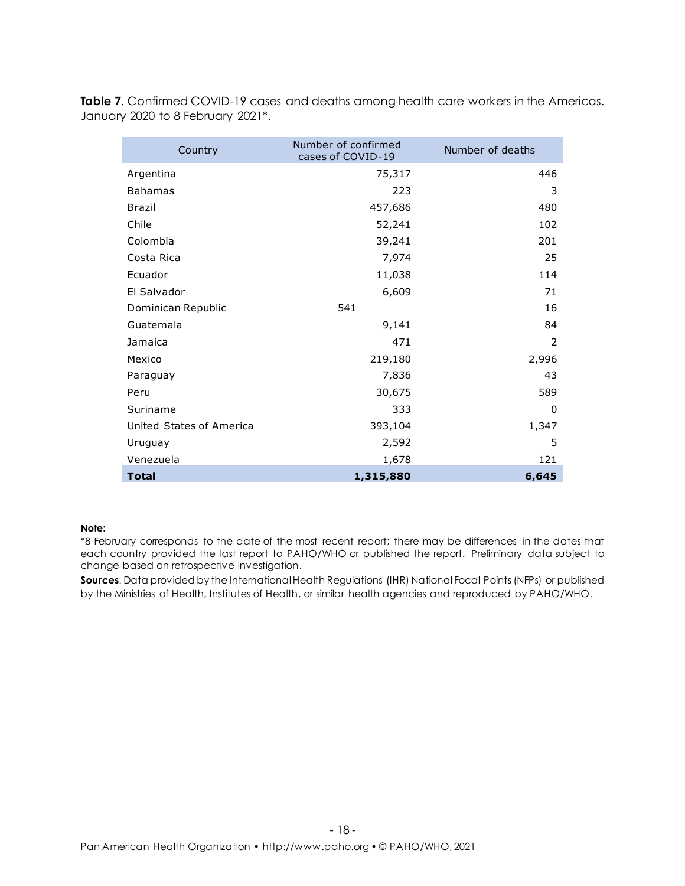**Table 7**. Confirmed COVID-19 cases and deaths among health care workers in the Americas. January 2020 to 8 February 2021*.

| Country | Number of confirmed cases of COVID-19 | Number of deaths |
|---|---|---|
| Argentina | 75,317 | 446 |
| Bahamas | 223 | 3 |
| Brazil | 457,686 | 480 |
| Chile | 52,241 | 102 |
| Colombia | 39,241 | 201 |
| Costa Rica | 7,974 | 25 |
| Ecuador | 11,038 | 114 |
| El Salvador | 6,609 | 71 |
| Dominican Republic | 541 | 16 |
| Guatemala | 9,141 | 84 |
| Jamaica | 471 | 2 |
| Mexico | 219,180 | 2,996 |
| Paraguay | 7,836 | 43 |
| Peru | 30,675 | 589 |
| Suriname | 333 | 0 |
| United States of America | 393,104 | 1,347 |
| Uruguay | 2,592 | 5 |
| Venezuela | 1,678 | 121 |
| **Total** | **1,315,880** | **6,645** |

**Note:**

*8 February corresponds to the date of the most recent report; there may be differences in the dates that each country provided the last report to PAHO/WHO or published the report. Preliminary data subject to change based on retrospective investigation.

**Sources**: Data provided by the International Health Regulations (IHR) National Focal Points (NFPs) or published by the Ministries of Health, Institutes of Health, or similar health agencies and reproduced by PAHO/WHO.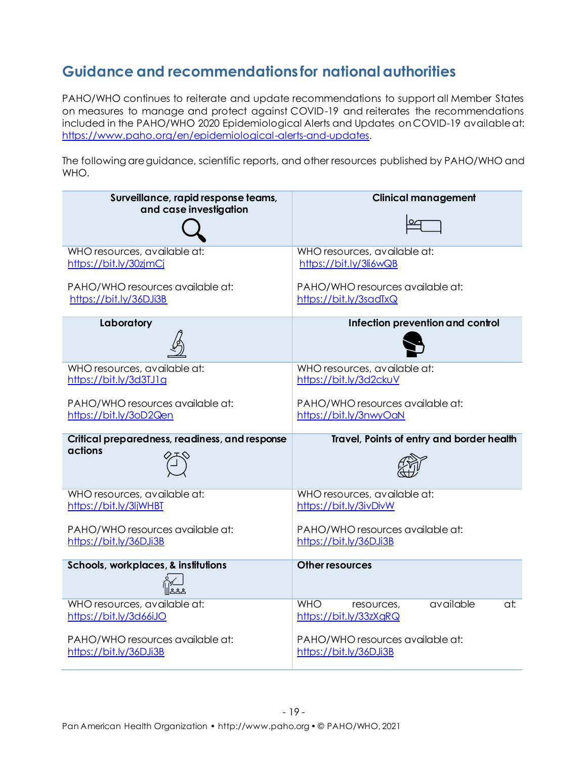## Guidance and recommendations for national authorities

PAHO/WHO continues to reiterate and update recommendations to support all Member States on measures to manage and protect against COVID-19 and reiterates the recommendations included in the PAHO/WHO 2020 Epidemiological Alerts and Updates on COVID-19 available at: https://www.paho.org/en/epidemiological-alerts-and-updates.

The following are guidance, scientific reports, and other resources published by PAHO/WHO and WHO.

| **Surveillance, rapid response teams, and case investigation** | **Clinical management** |
|---|---|
| WHO resources, available at: https://bit.ly/30zjmCj<br><br>PAHO/WHO resources available at: https://bit.ly/36DJi3B | WHO resources, available at: https://bit.ly/3li6wQB<br><br>PAHO/WHO resources available at: https://bit.ly/3sadTxQ |
| **Laboratory** | **Infection prevention and control** |
| WHO resources, available at: https://bit.ly/3d3TJ1g<br><br>PAHO/WHO resources available at: https://bit.ly/3oD2Qen | WHO resources, available at: https://bit.ly/3d2ckuV<br><br>PAHO/WHO resources available at: https://bit.ly/3nwyOaN |
| **Critical preparedness, readiness, and response actions** | **Travel, Points of entry and border health** |
| WHO resources, available at: https://bit.ly/3ljWHBT<br><br>PAHO/WHO resources available at: https://bit.ly/36DJi3B | WHO resources, available at: https://bit.ly/3ivDivW<br><br>PAHO/WHO resources available at: https://bit.ly/36DJi3B |
| **Schools, workplaces, & institutions** | **Other resources** |
| WHO resources, available at: https://bit.ly/3d66iJO<br><br>PAHO/WHO resources available at: https://bit.ly/36DJi3B | WHO resources, available at: https://bit.ly/33zXqRQ<br><br>PAHO/WHO resources available at: https://bit.ly/36DJi3B |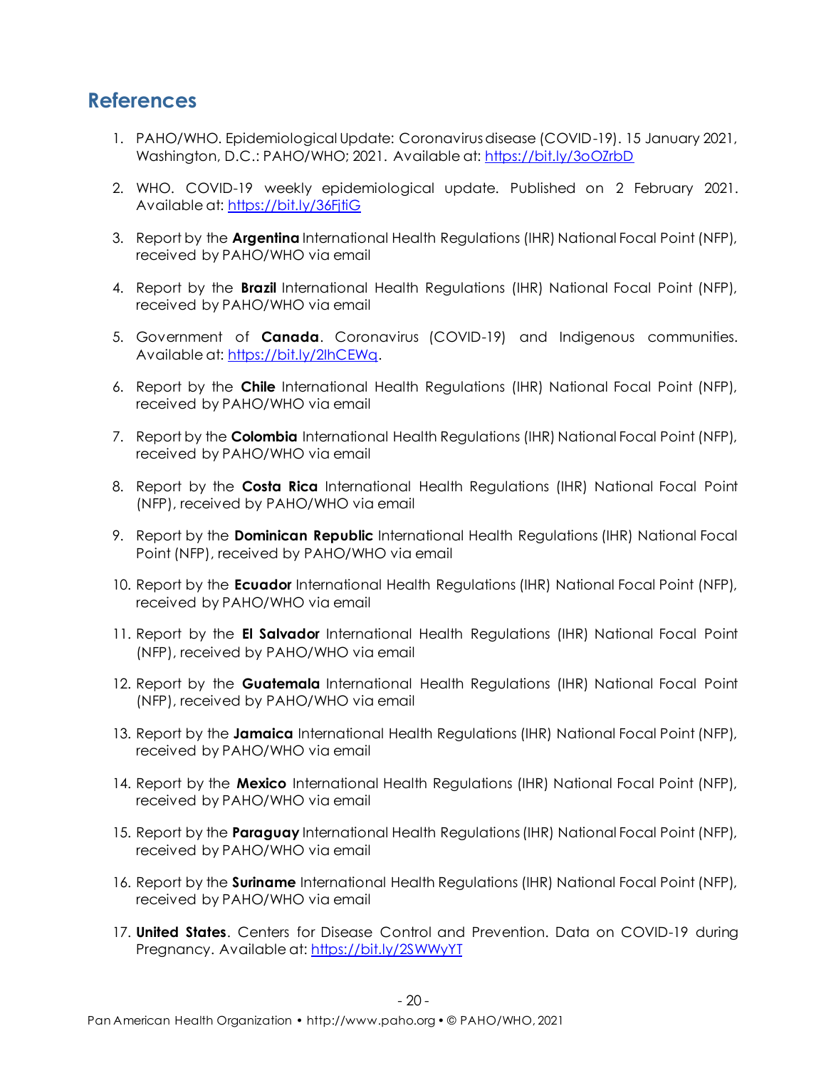## References

1. PAHO/WHO. Epidemiological Update: Coronavirus disease (COVID-19). 15 January 2021, Washington, D.C.: PAHO/WHO; 2021. Available at: [https://bit.ly/3oOZrbD](https://bit.ly/3oOZrbD)
2. WHO. COVID-19 weekly epidemiological update. Published on 2 February 2021. Available at: [https://bit.ly/36FjtiG](https://bit.ly/36FjtiG)
3. Report by the **Argentina** International Health Regulations (IHR) National Focal Point (NFP), received by PAHO/WHO via email
4. Report by the **Brazil** International Health Regulations (IHR) National Focal Point (NFP), received by PAHO/WHO via email
5. Government of **Canada**. Coronavirus (COVID-19) and Indigenous communities. Available at: [https://bit.ly/2lhCEWq](https://bit.ly/2lhCEWq).
6. Report by the **Chile** International Health Regulations (IHR) National Focal Point (NFP), received by PAHO/WHO via email
7. Report by the **Colombia** International Health Regulations (IHR) National Focal Point (NFP), received by PAHO/WHO via email
8. Report by the **Costa Rica** International Health Regulations (IHR) National Focal Point (NFP), received by PAHO/WHO via email
9. Report by the **Dominican Republic** International Health Regulations (IHR) National Focal Point (NFP), received by PAHO/WHO via email
10. Report by the **Ecuador** International Health Regulations (IHR) National Focal Point (NFP), received by PAHO/WHO via email
11. Report by the **El Salvador** International Health Regulations (IHR) National Focal Point (NFP), received by PAHO/WHO via email
12. Report by the **Guatemala** International Health Regulations (IHR) National Focal Point (NFP), received by PAHO/WHO via email
13. Report by the **Jamaica** International Health Regulations (IHR) National Focal Point (NFP), received by PAHO/WHO via email
14. Report by the **Mexico** International Health Regulations (IHR) National Focal Point (NFP), received by PAHO/WHO via email
15. Report by the **Paraguay** International Health Regulations (IHR) National Focal Point (NFP), received by PAHO/WHO via email
16. Report by the **Suriname** International Health Regulations (IHR) National Focal Point (NFP), received by PAHO/WHO via email
17. **United States**. Centers for Disease Control and Prevention. Data on COVID-19 during Pregnancy. Available at: [https://bit.ly/2SWWyYT](https://bit.ly/2SWWyYT)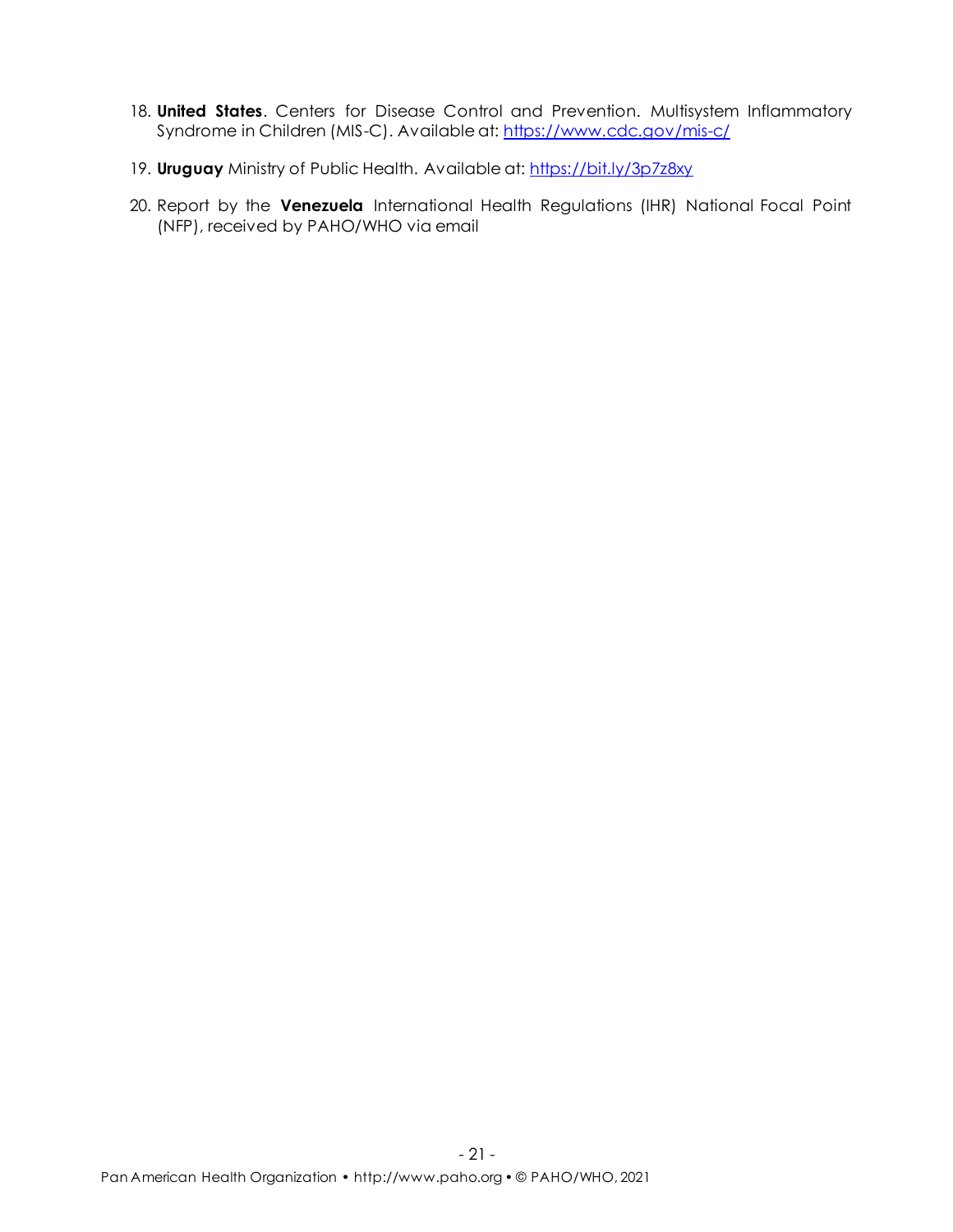18. **United States**. Centers for Disease Control and Prevention. Multisystem Inflammatory Syndrome in Children (MIS-C). Available at: https://www.cdc.gov/mis-c/
19. **Uruguay** Ministry of Public Health. Available at: https://bit.ly/3p7z8xy
20. Report by the **Venezuela** International Health Regulations (IHR) National Focal Point (NFP), received by PAHO/WHO via email